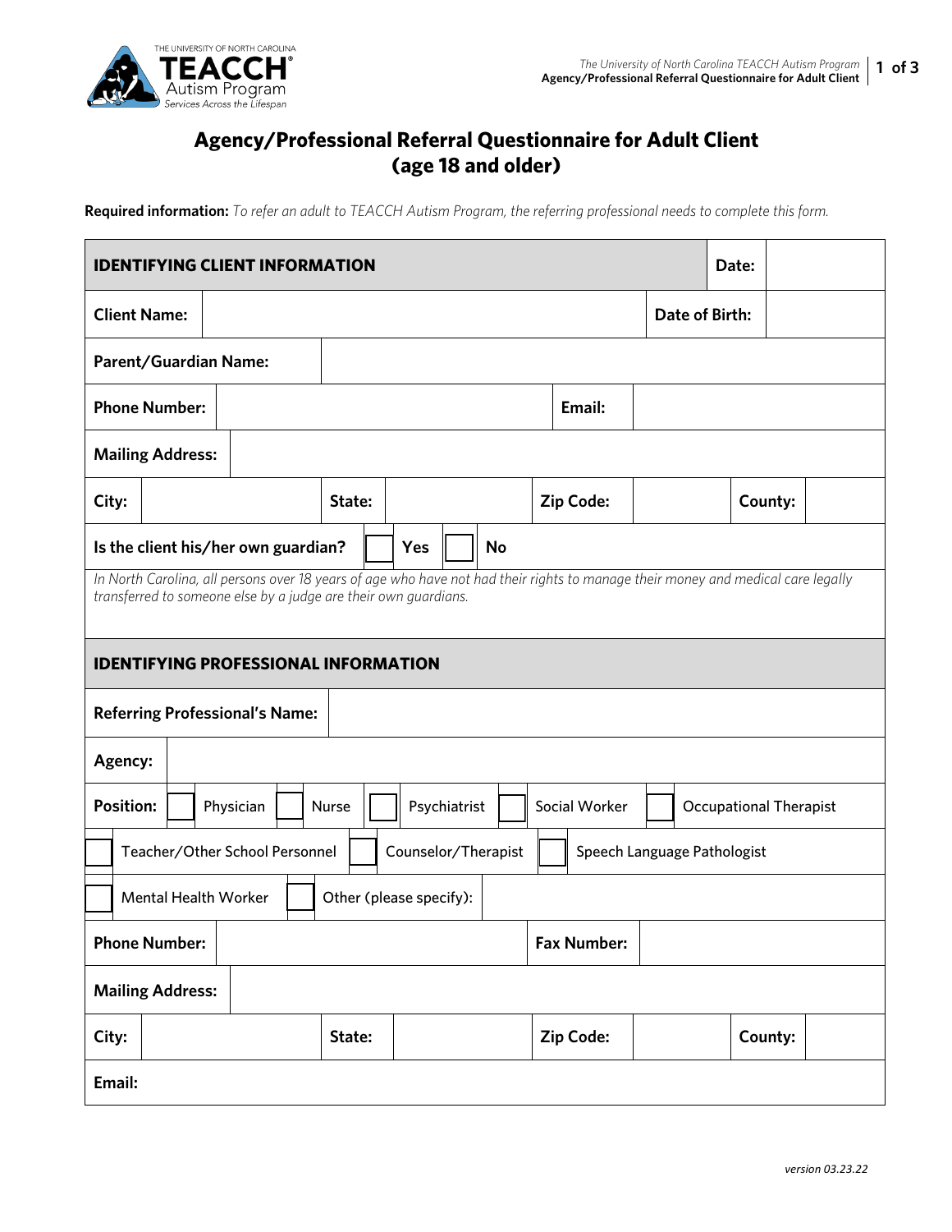# Agency/Professional Referral Questionnaire for Adult Client (age 18 and older)

**Required information:** *To refer an adult to TEACCH Autism Program, the referring professional needs to complete this form.*

| **IDENTIFYING CLIENT INFORMATION** | | **Date:** | |
|---|---|---|---|
| **Client Name:** | | **Date of Birth:** | |
| **Parent/Guardian Name:** | | | |
| **Phone Number:** | | **Email:** | |
| **Mailing Address:** | | | |

| **City:** | | **State:** | | **Zip Code:** | | **County:** | |
|---|---|---|---|---|---|---|---|

**Is the client his/her own guardian?** ☐ Yes ☐ No

*In North Carolina, all persons over 18 years of age who have not had their rights to manage their money and medical care legally transferred to someone else by a judge are their own guardians.*

| **IDENTIFYING PROFESSIONAL INFORMATION** | |
|---|---|
| **Referring Professional's Name:** | |
| **Agency:** | |

**Position:** ☐ Physician ☐ Nurse ☐ Psychiatrist ☐ Social Worker ☐ Occupational Therapist ☐ Teacher/Other School Personnel ☐ Counselor/Therapist ☐ Speech Language Pathologist ☐ Mental Health Worker ☐ Other (please specify):

| **Phone Number:** | | **Fax Number:** | |
|---|---|---|---|
| **Mailing Address:** | | | |

| **City:** | | **State:** | | **Zip Code:** | | **County:** | |
|---|---|---|---|---|---|---|---|
| **Email:** | | | | | | | |

*version 03.23.22*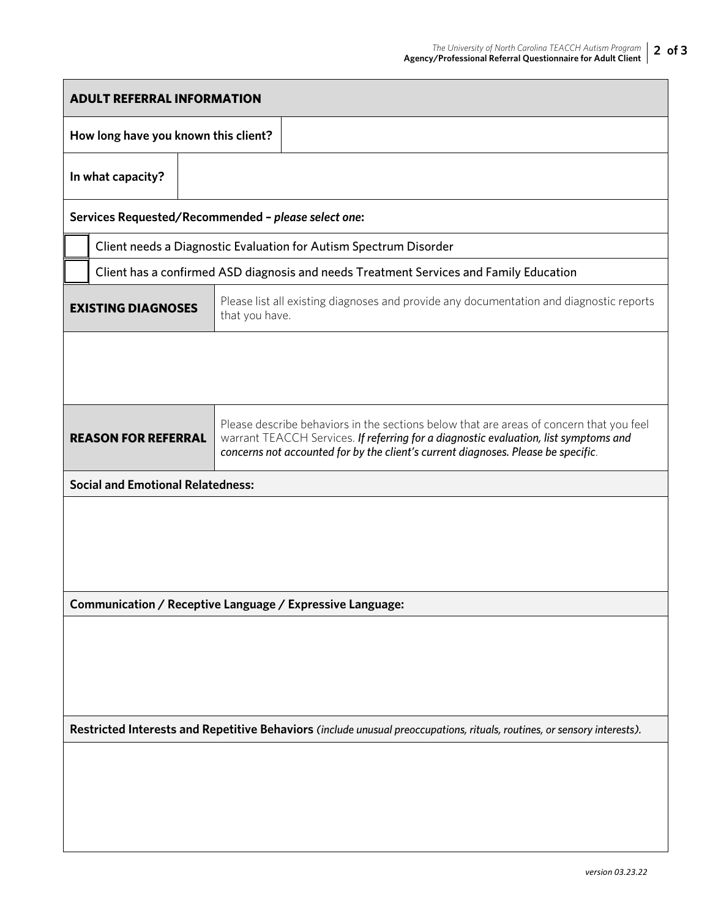## ADULT REFERRAL INFORMATION

| How long have you known this client? | |
| --- | --- |
| **In what capacity?** | |

**Services Requested/Recommended – *please select one*:**

- ☐ Client needs a Diagnostic Evaluation for Autism Spectrum Disorder
- ☐ Client has a confirmed ASD diagnosis and needs Treatment Services and Family Education

| EXISTING DIAGNOSES | Please list all existing diagnoses and provide any documentation and diagnostic reports that you have. |
| --- | --- |
| | |

| REASON FOR REFERRAL | Please describe behaviors in the sections below that are areas of concern that you feel warrant TEACCH Services. ***If referring for a diagnostic evaluation, list symptoms and concerns not accounted for by the client's current diagnoses. Please be specific.*** |
| --- | --- |

**Social and Emotional Relatedness:**

**Communication / Receptive Language / Expressive Language:**

**Restricted Interests and Repetitive Behaviors** *(include unusual preoccupations, rituals, routines, or sensory interests).*

*version 03.23.22*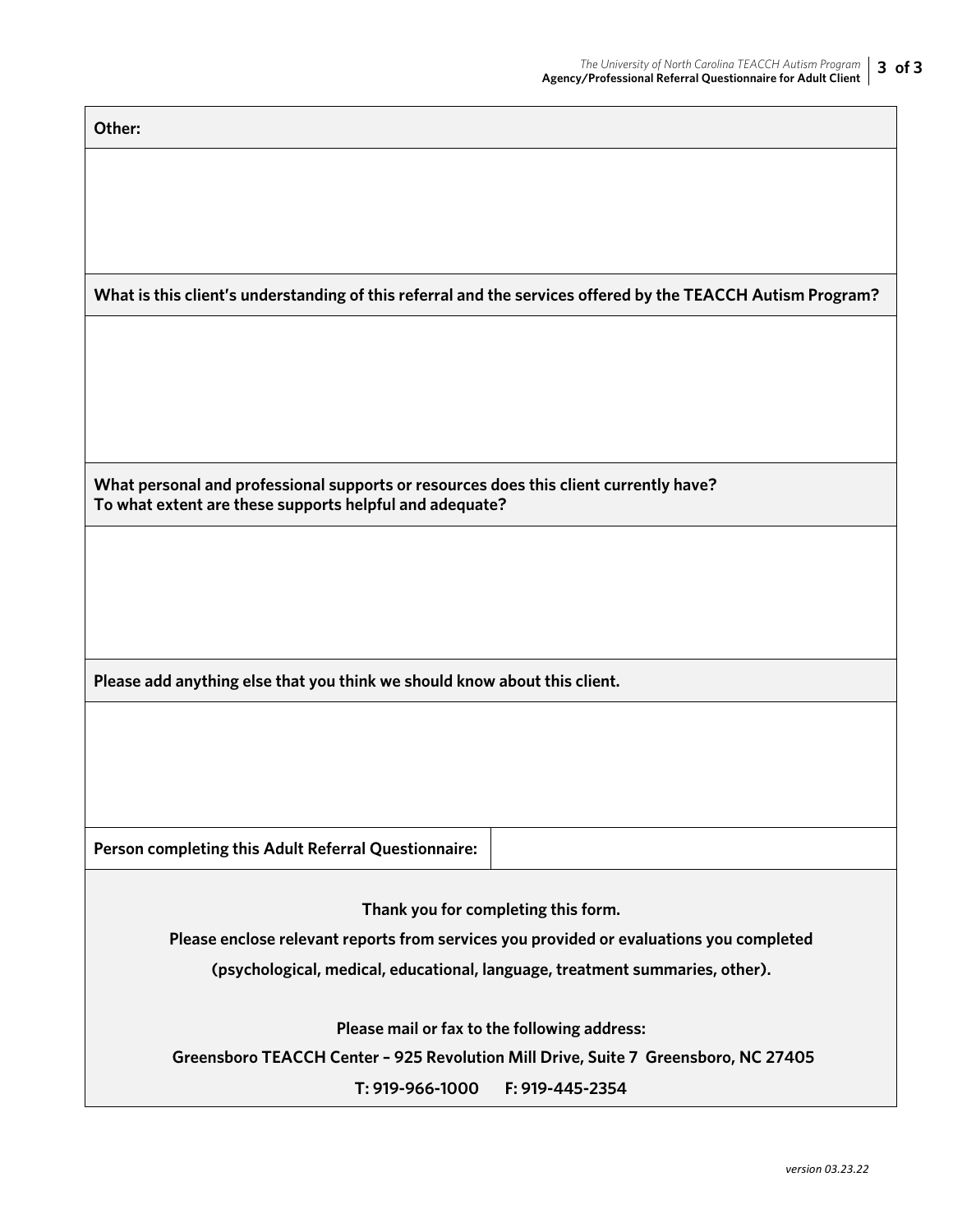**Other:**

**What is this client's understanding of this referral and the services offered by the TEACCH Autism Program?**

**What personal and professional supports or resources does this client currently have?**
**To what extent are these supports helpful and adequate?**

**Please add anything else that you think we should know about this client.**

| | |
|---|---|
| **Person completing this Adult Referral Questionnaire:** | |

**Thank you for completing this form.**

**Please enclose relevant reports from services you provided or evaluations you completed**

**(psychological, medical, educational, language, treatment summaries, other).**

**Please mail or fax to the following address:**

**Greensboro TEACCH Center – 925 Revolution Mill Drive, Suite 7 Greensboro, NC 27405**

**T: 919-966-1000 F: 919-445-2354**

*version 03.23.22*